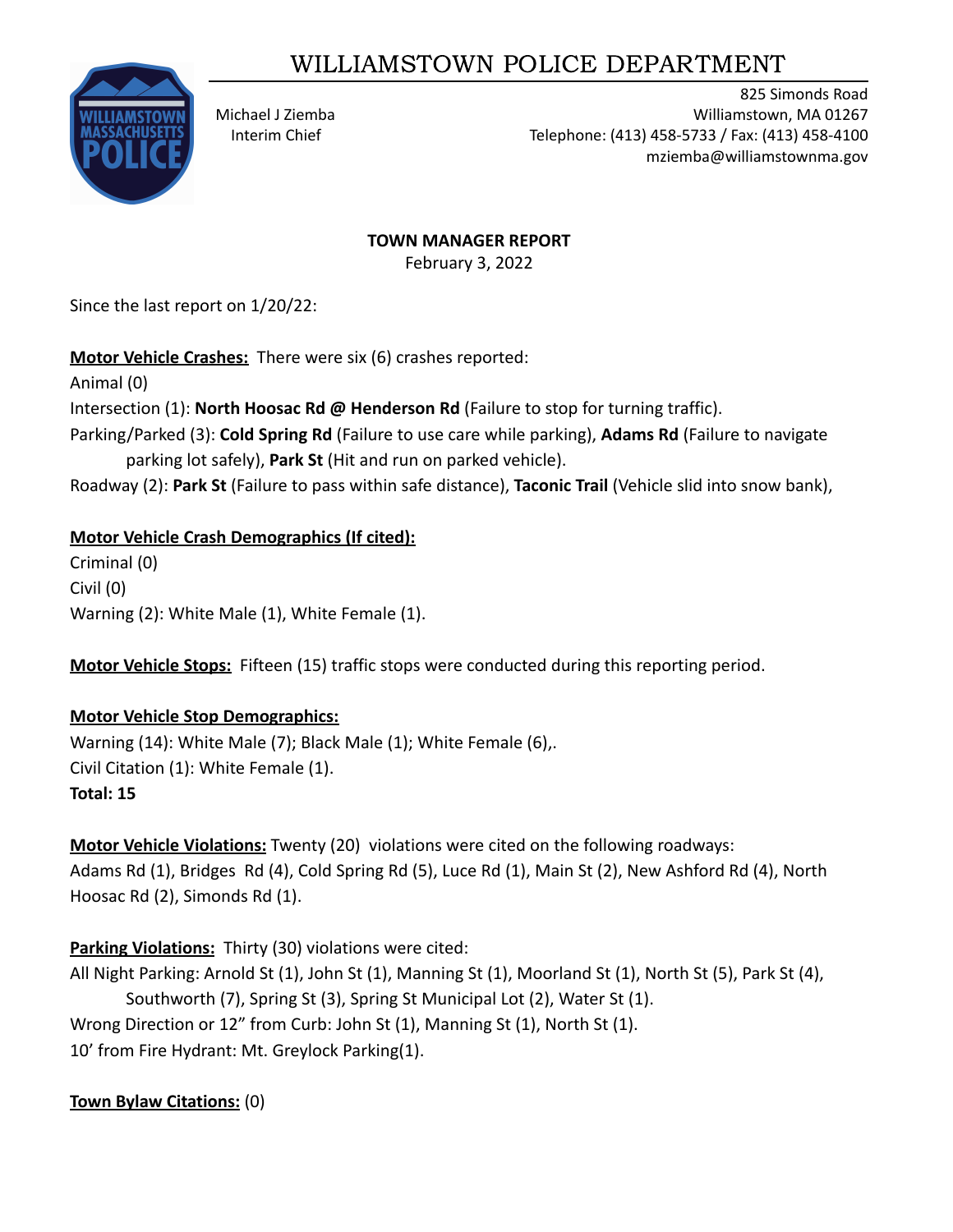# WILLIAMSTOWN POLICE DEPARTMENT

Michael J Ziemba
Interim Chief

825 Simonds Road
Williamstown, MA 01267
Telephone: (413) 458-5733 / Fax: (413) 458-4100
mziemba@williamstownma.gov

**TOWN MANAGER REPORT**
February 3, 2022

Since the last report on 1/20/22:

**Motor Vehicle Crashes:** There were six (6) crashes reported:

Animal (0)

Intersection (1): **North Hoosac Rd @ Henderson Rd** (Failure to stop for turning traffic).

Parking/Parked (3): **Cold Spring Rd** (Failure to use care while parking), **Adams Rd** (Failure to navigate parking lot safely), **Park St** (Hit and run on parked vehicle).

Roadway (2): **Park St** (Failure to pass within safe distance), **Taconic Trail** (Vehicle slid into snow bank),

**Motor Vehicle Crash Demographics (If cited):**

Criminal (0)

Civil (0)

Warning (2): White Male (1), White Female (1).

**Motor Vehicle Stops:** Fifteen (15) traffic stops were conducted during this reporting period.

**Motor Vehicle Stop Demographics:**

Warning (14): White Male (7); Black Male (1); White Female (6),.

Civil Citation (1): White Female (1).

**Total: 15**

**Motor Vehicle Violations:** Twenty (20) violations were cited on the following roadways:
Adams Rd (1), Bridges Rd (4), Cold Spring Rd (5), Luce Rd (1), Main St (2), New Ashford Rd (4), North Hoosac Rd (2), Simonds Rd (1).

**Parking Violations:** Thirty (30) violations were cited:

All Night Parking: Arnold St (1), John St (1), Manning St (1), Moorland St (1), North St (5), Park St (4), Southworth (7), Spring St (3), Spring St Municipal Lot (2), Water St (1).

Wrong Direction or 12" from Curb: John St (1), Manning St (1), North St (1).

10' from Fire Hydrant: Mt. Greylock Parking(1).

**Town Bylaw Citations:** (0)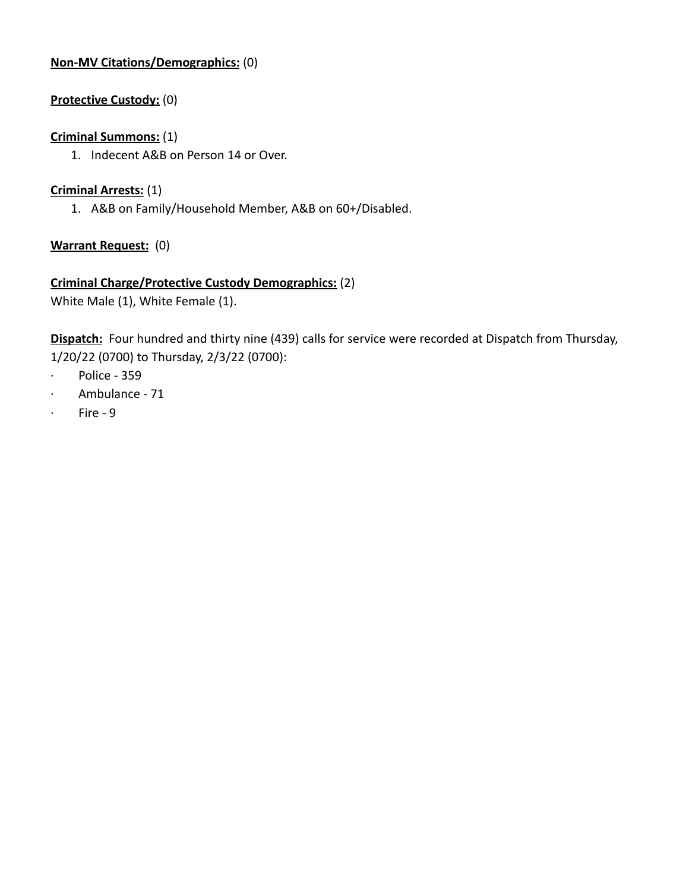**Non-MV Citations/Demographics:** (0)

**Protective Custody:** (0)

**Criminal Summons:** (1)

1. Indecent A&B on Person 14 or Over.

**Criminal Arrests:** (1)

1. A&B on Family/Household Member, A&B on 60+/Disabled.

**Warrant Request:** (0)

**Criminal Charge/Protective Custody Demographics:** (2)
White Male (1), White Female (1).

**Dispatch:** Four hundred and thirty nine (439) calls for service were recorded at Dispatch from Thursday, 1/20/22 (0700) to Thursday, 2/3/22 (0700):

- Police - 359
- Ambulance - 71
- Fire - 9